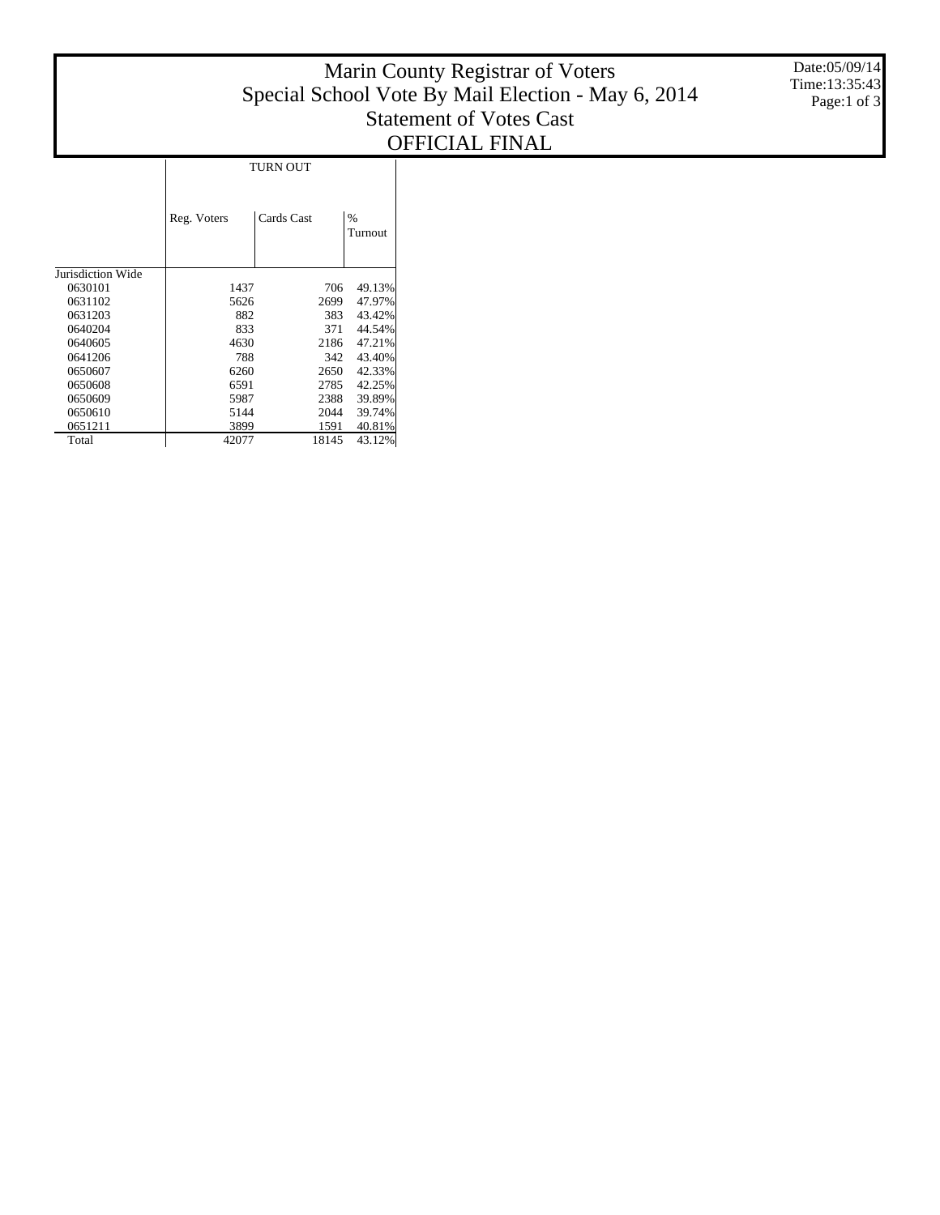# Marin County Registrar of Voters
## Special School Vote By Mail Election - May 6, 2014
## Statement of Votes Cast
## OFFICIAL FINAL

Date:05/09/14
Time:13:35:43

| | TURN OUT | | |
|---|---|---|---|
| | Reg. Voters | Cards Cast | % Turnout |
| Jurisdiction Wide | | | |
| 0630101 | 1437 | 706 | 49.13% |
| 0631102 | 5626 | 2699 | 47.97% |
| 0631203 | 882 | 383 | 43.42% |
| 0640204 | 833 | 371 | 44.54% |
| 0640605 | 4630 | 2186 | 47.21% |
| 0641206 | 788 | 342 | 43.40% |
| 0650607 | 6260 | 2650 | 42.33% |
| 0650608 | 6591 | 2785 | 42.25% |
| 0650609 | 5987 | 2388 | 39.89% |
| 0650610 | 5144 | 2044 | 39.74% |
| 0651211 | 3899 | 1591 | 40.81% |
| Total | 42077 | 18145 | 43.12% |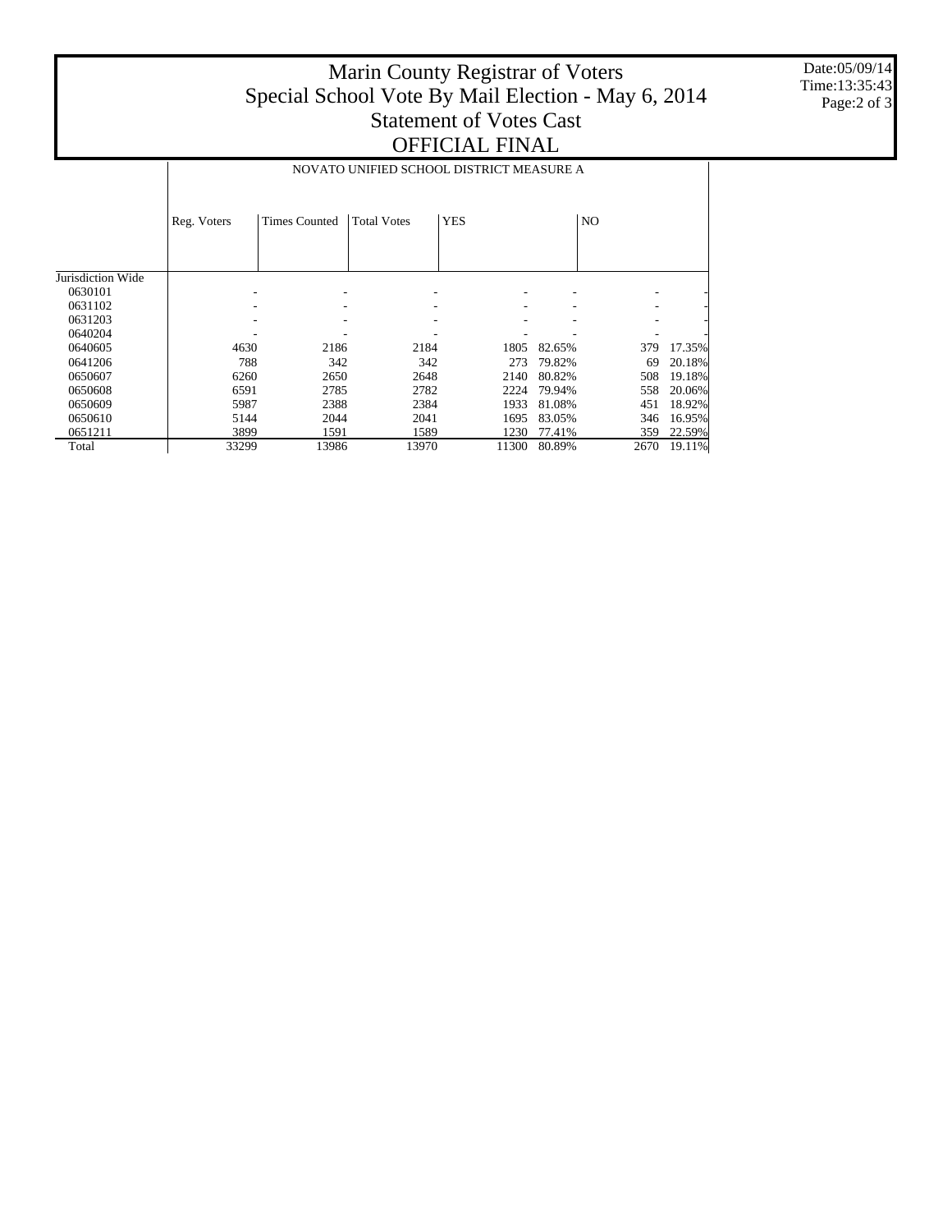# Marin County Registrar of Voters
## Special School Vote By Mail Election - May 6, 2014
## Statement of Votes Cast
## OFFICIAL FINAL

Date:05/09/14
Time:13:35:43

| | NOVATO UNIFIED SCHOOL DISTRICT MEASURE A | | | | | | |
|---|---|---|---|---|---|---|---|
| | Reg. Voters | Times Counted | Total Votes | YES | | NO | |
| Jurisdiction Wide | | | | | | | |
| 0630101 | - | - | - | - | - | - | - |
| 0631102 | - | - | - | - | - | - | - |
| 0631203 | - | - | - | - | - | - | - |
| 0640204 | - | - | - | - | - | - | - |
| 0640605 | 4630 | 2186 | 2184 | 1805 | 82.65% | 379 | 17.35% |
| 0641206 | 788 | 342 | 342 | 273 | 79.82% | 69 | 20.18% |
| 0650607 | 6260 | 2650 | 2648 | 2140 | 80.82% | 508 | 19.18% |
| 0650608 | 6591 | 2785 | 2782 | 2224 | 79.94% | 558 | 20.06% |
| 0650609 | 5987 | 2388 | 2384 | 1933 | 81.08% | 451 | 18.92% |
| 0650610 | 5144 | 2044 | 2041 | 1695 | 83.05% | 346 | 16.95% |
| 0651211 | 3899 | 1591 | 1589 | 1230 | 77.41% | 359 | 22.59% |
| Total | 33299 | 13986 | 13970 | 11300 | 80.89% | 2670 | 19.11% |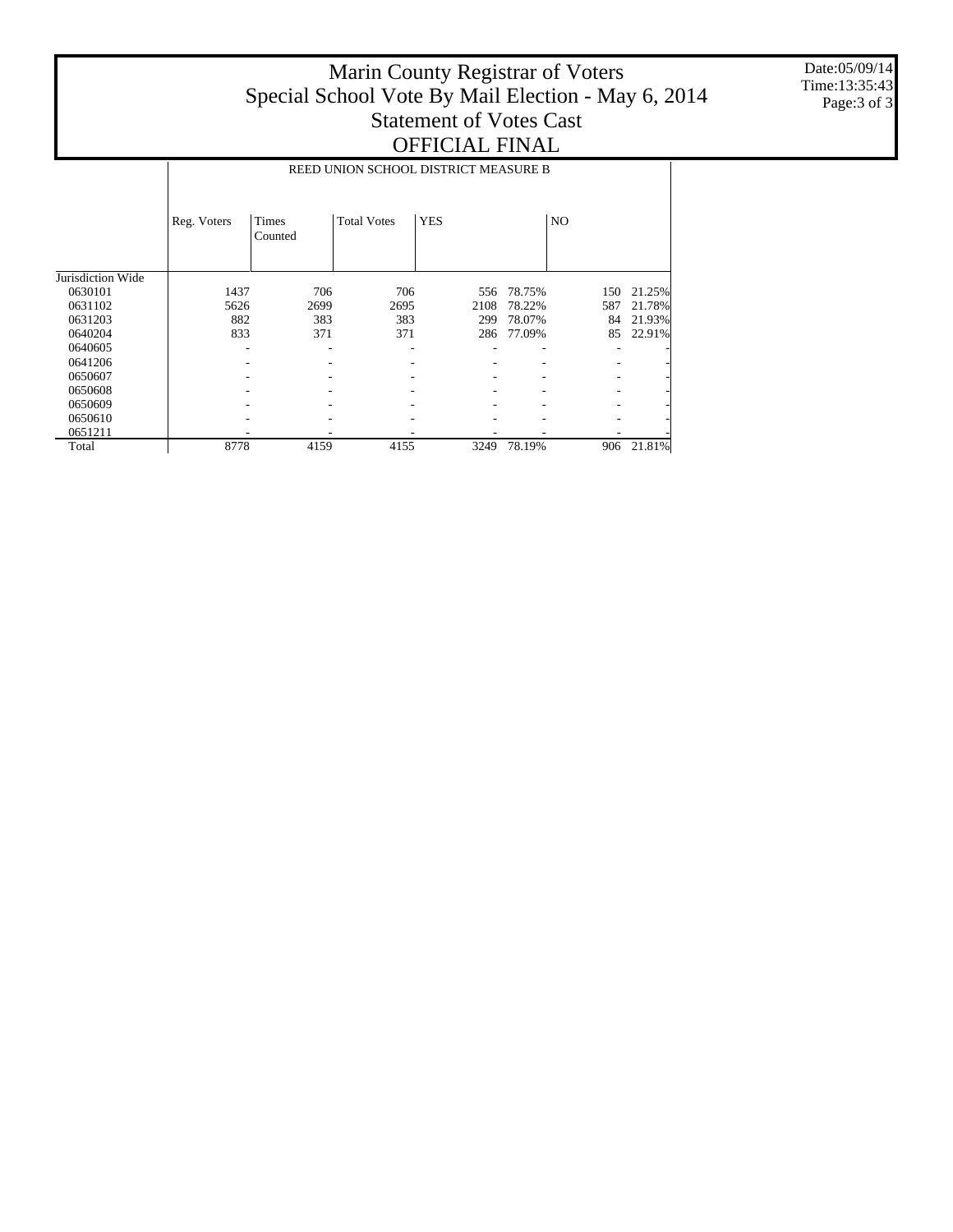# Marin County Registrar of Voters
## Special School Vote By Mail Election - May 6, 2014
## Statement of Votes Cast
## OFFICIAL FINAL

Date:05/09/14
Time:13:35:43

| | REED UNION SCHOOL DISTRICT MEASURE B | | | | | | |
|---|---|---|---|---|---|---|---|
| | Reg. Voters | Times Counted | Total Votes | YES | | NO | |
| Jurisdiction Wide | | | | | | | |
| 0630101 | 1437 | 706 | 706 | 556 | 78.75% | 150 | 21.25% |
| 0631102 | 5626 | 2699 | 2695 | 2108 | 78.22% | 587 | 21.78% |
| 0631203 | 882 | 383 | 383 | 299 | 78.07% | 84 | 21.93% |
| 0640204 | 833 | 371 | 371 | 286 | 77.09% | 85 | 22.91% |
| 0640605 | - | - | - | - | - | - | - |
| 0641206 | - | - | - | - | - | - | - |
| 0650607 | - | - | - | - | - | - | - |
| 0650608 | - | - | - | - | - | - | - |
| 0650609 | - | - | - | - | - | - | - |
| 0650610 | - | - | - | - | - | - | - |
| 0651211 | - | - | - | - | - | - | - |
| Total | 8778 | 4159 | 4155 | 3249 | 78.19% | 906 | 21.81% |